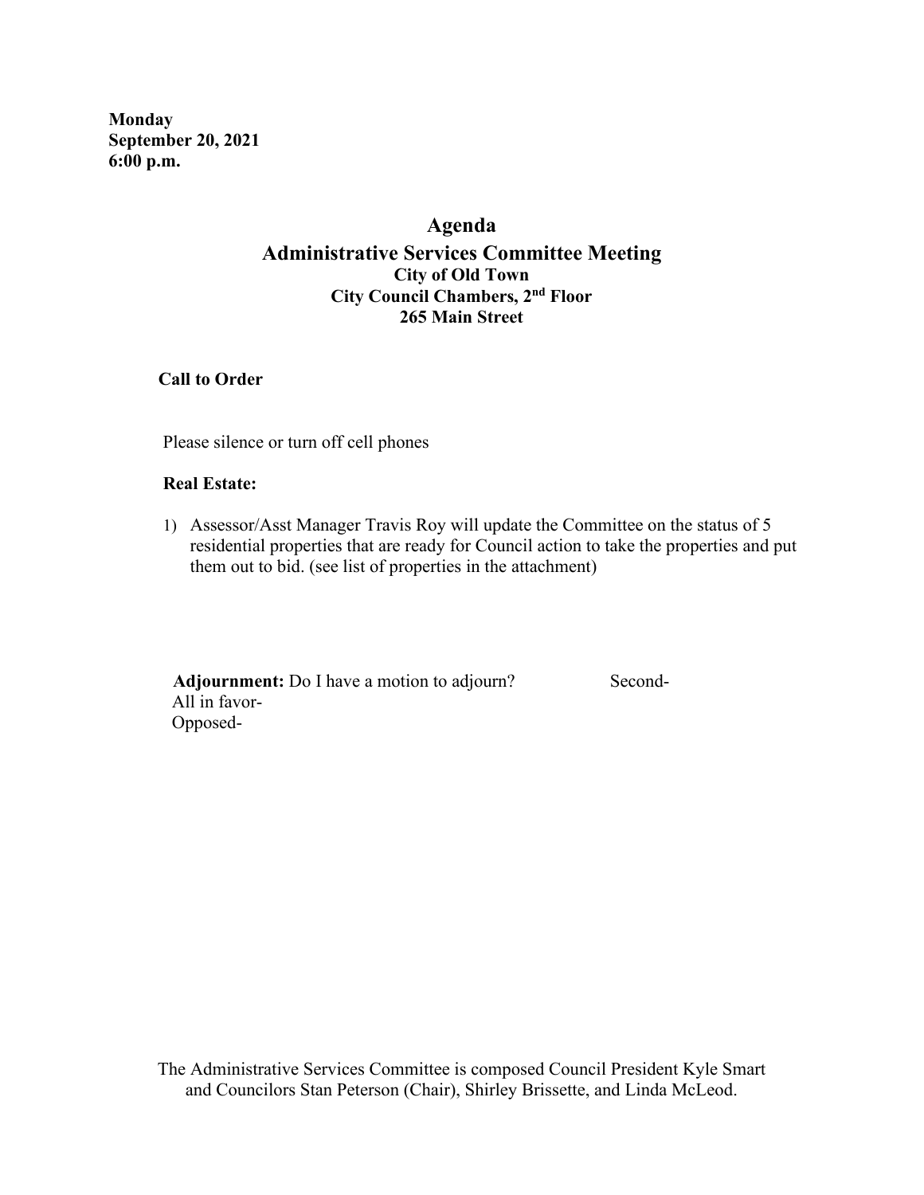**Monday**
**September 20, 2021**
**6:00 p.m.**

# Agenda

## Administrative Services Committee Meeting

### City of Old Town
### City Council Chambers, 2nd Floor
### 265 Main Street

**Call to Order**

Please silence or turn off cell phones

**Real Estate:**

1) Assessor/Asst Manager Travis Roy will update the Committee on the status of 5 residential properties that are ready for Council action to take the properties and put them out to bid. (see list of properties in the attachment)

**Adjournment:** Do I have a motion to adjourn? Second-
All in favor-
Opposed-

The Administrative Services Committee is composed Council President Kyle Smart and Councilors Stan Peterson (Chair), Shirley Brissette, and Linda McLeod.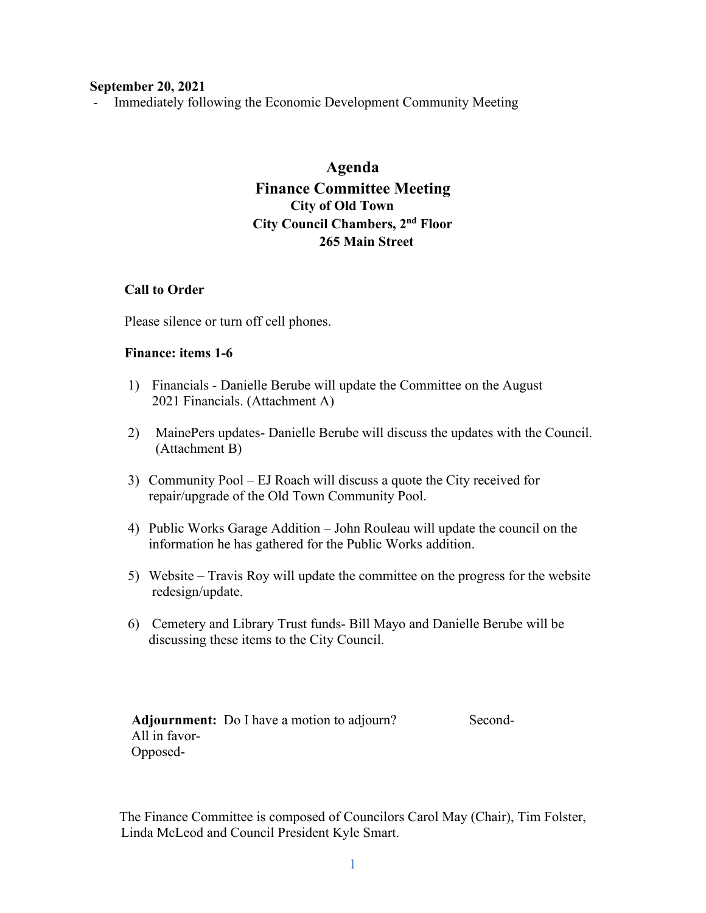**September 20, 2021**

- Immediately following the Economic Development Community Meeting

# Agenda
## Finance Committee Meeting
### City of Old Town
### City Council Chambers, 2nd Floor
### 265 Main Street

**Call to Order**

Please silence or turn off cell phones.

**Finance: items 1-6**

1) Financials - Danielle Berube will update the Committee on the August 2021 Financials. (Attachment A)

2) MainePers updates- Danielle Berube will discuss the updates with the Council. (Attachment B)

3) Community Pool – EJ Roach will discuss a quote the City received for repair/upgrade of the Old Town Community Pool.

4) Public Works Garage Addition – John Rouleau will update the council on the information he has gathered for the Public Works addition.

5) Website – Travis Roy will update the committee on the progress for the website redesign/update.

6) Cemetery and Library Trust funds- Bill Mayo and Danielle Berube will be discussing these items to the City Council.

**Adjournment:** Do I have a motion to adjourn? Second-
All in favor-
Opposed-

The Finance Committee is composed of Councilors Carol May (Chair), Tim Folster, Linda McLeod and Council President Kyle Smart.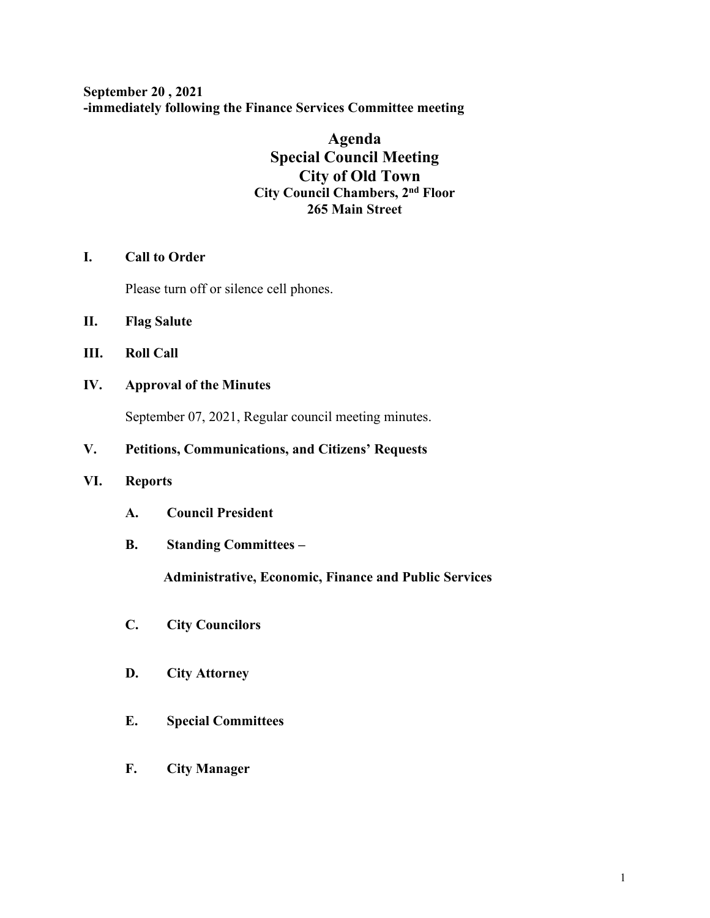**September 20 , 2021**
**-immediately following the Finance Services Committee meeting**

# Agenda
# Special Council Meeting
# City of Old Town
### City Council Chambers, 2nd Floor
### 265 Main Street

**I. Call to Order**

Please turn off or silence cell phones.

**II. Flag Salute**

**III. Roll Call**

**IV. Approval of the Minutes**

September 07, 2021, Regular council meeting minutes.

**V. Petitions, Communications, and Citizens' Requests**

**VI. Reports**

**A. Council President**

**B. Standing Committees –**

**Administrative, Economic, Finance and Public Services**

**C. City Councilors**

**D. City Attorney**

**E. Special Committees**

**F. City Manager**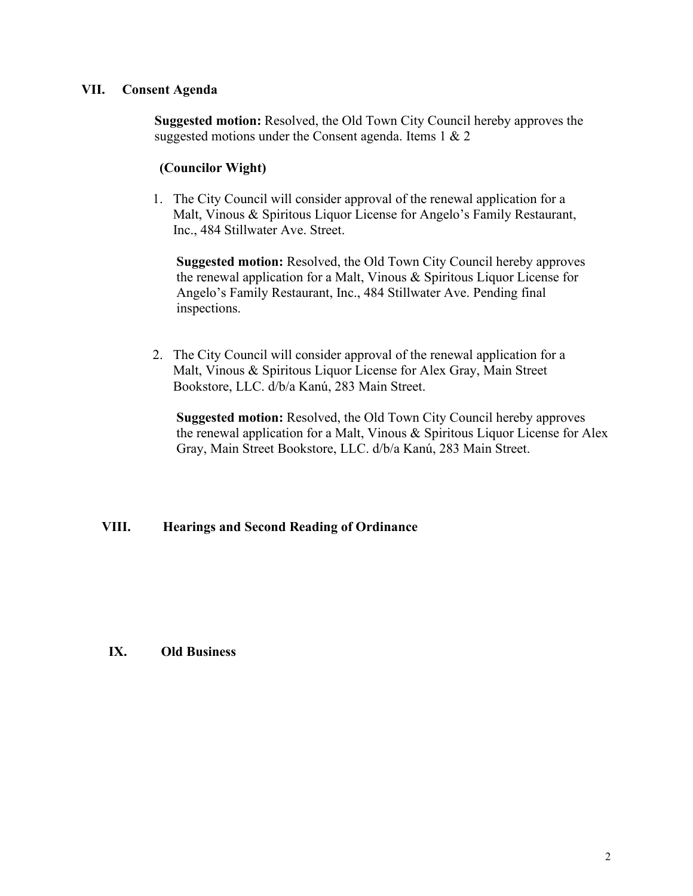## VII. Consent Agenda

**Suggested motion:** Resolved, the Old Town City Council hereby approves the suggested motions under the Consent agenda. Items 1 & 2

**(Councilor Wight)**

1. The City Council will consider approval of the renewal application for a Malt, Vinous & Spiritous Liquor License for Angelo's Family Restaurant, Inc., 484 Stillwater Ave. Street.

   **Suggested motion:** Resolved, the Old Town City Council hereby approves the renewal application for a Malt, Vinous & Spiritous Liquor License for Angelo's Family Restaurant, Inc., 484 Stillwater Ave. Pending final inspections.

2. The City Council will consider approval of the renewal application for a Malt, Vinous & Spiritous Liquor License for Alex Gray, Main Street Bookstore, LLC. d/b/a Kanú, 283 Main Street.

   **Suggested motion:** Resolved, the Old Town City Council hereby approves the renewal application for a Malt, Vinous & Spiritous Liquor License for Alex Gray, Main Street Bookstore, LLC. d/b/a Kanú, 283 Main Street.

## VIII. Hearings and Second Reading of Ordinance

## IX. Old Business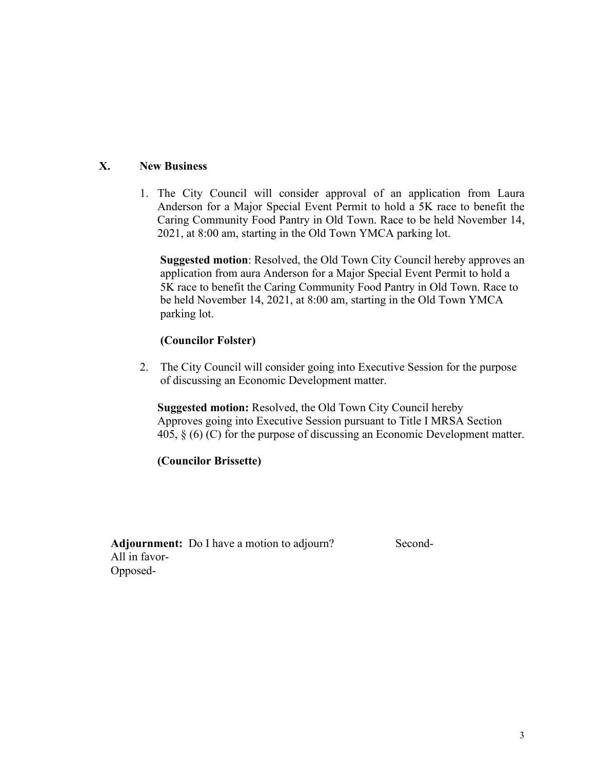## X. New Business

1. The City Council will consider approval of an application from Laura Anderson for a Major Special Event Permit to hold a 5K race to benefit the Caring Community Food Pantry in Old Town. Race to be held November 14, 2021, at 8:00 am, starting in the Old Town YMCA parking lot.

   **Suggested motion**: Resolved, the Old Town City Council hereby approves an application from aura Anderson for a Major Special Event Permit to hold a 5K race to benefit the Caring Community Food Pantry in Old Town. Race to be held November 14, 2021, at 8:00 am, starting in the Old Town YMCA parking lot.

   **(Councilor Folster)**

2. The City Council will consider going into Executive Session for the purpose of discussing an Economic Development matter.

   **Suggested motion:** Resolved, the Old Town City Council hereby Approves going into Executive Session pursuant to Title I MRSA Section 405, § (6) (C) for the purpose of discussing an Economic Development matter.

   **(Councilor Brissette)**

**Adjournment:** Do I have a motion to adjourn? Second-
All in favor-
Opposed-